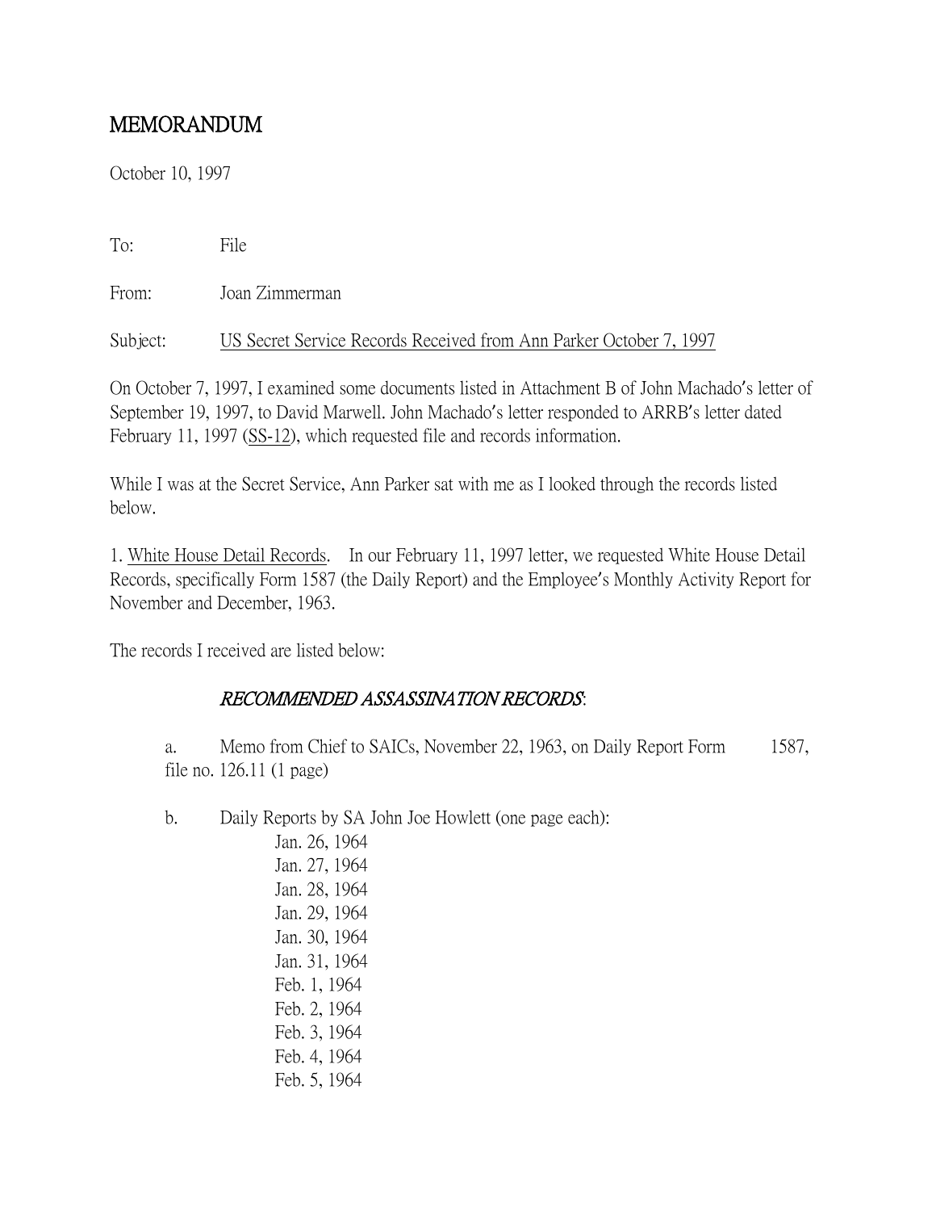# MEMORANDUM

October 10, 1997

To: File

From: Joan Zimmerman

Subject: US Secret Service Records Received from Ann Parker October 7, 1997

On October 7, 1997, I examined some documents listed in Attachment B of John Machado's letter of September 19, 1997, to David Marwell. John Machado's letter responded to ARRB's letter dated February 11, 1997 (SS-12), which requested file and records information.

While I was at the Secret Service, Ann Parker sat with me as I looked through the records listed below.

1. White House Detail Records. In our February 11, 1997 letter, we requested White House Detail Records, specifically Form 1587 (the Daily Report) and the Employee's Monthly Activity Report for November and December, 1963.

The records I received are listed below:

*RECOMMENDED ASSASSINATION RECORDS*:

a. Memo from Chief to SAICs, November 22, 1963, on Daily Report Form 1587, file no. 126.11 (1 page)

b. Daily Reports by SA John Joe Howlett (one page each):

- Jan. 26, 1964
- Jan. 27, 1964
- Jan. 28, 1964
- Jan. 29, 1964
- Jan. 30, 1964
- Jan. 31, 1964
- Feb. 1, 1964
- Feb. 2, 1964
- Feb. 3, 1964
- Feb. 4, 1964
- Feb. 5, 1964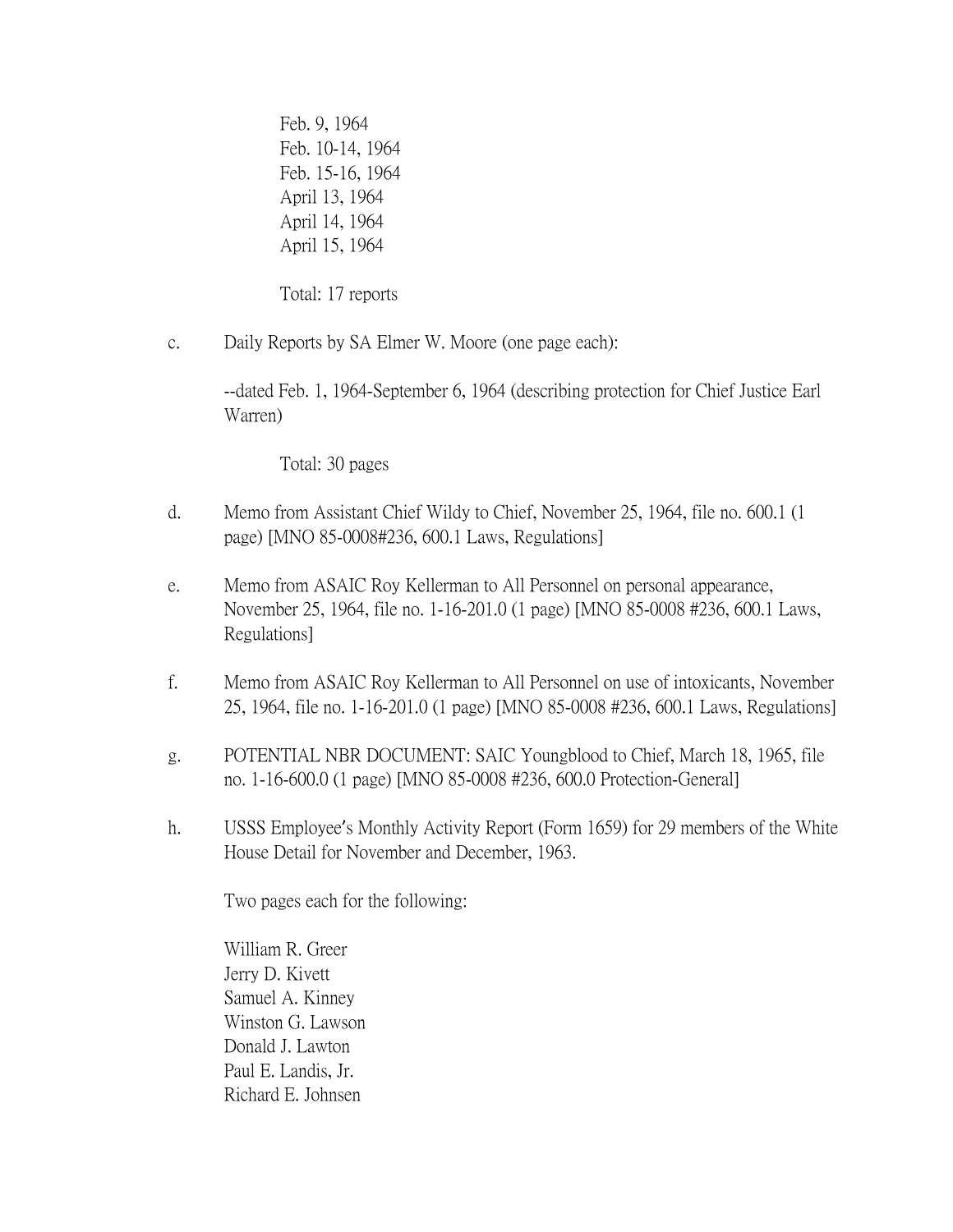Feb. 9, 1964
Feb. 10-14, 1964
Feb. 15-16, 1964
April 13, 1964
April 14, 1964
April 15, 1964

Total: 17 reports

c. Daily Reports by SA Elmer W. Moore (one page each):

--dated Feb. 1, 1964-September 6, 1964 (describing protection for Chief Justice Earl Warren)

Total: 30 pages

d. Memo from Assistant Chief Wildy to Chief, November 25, 1964, file no. 600.1 (1 page) [MNO 85-0008#236, 600.1 Laws, Regulations]

e. Memo from ASAIC Roy Kellerman to All Personnel on personal appearance, November 25, 1964, file no. 1-16-201.0 (1 page) [MNO 85-0008 #236, 600.1 Laws, Regulations]

f. Memo from ASAIC Roy Kellerman to All Personnel on use of intoxicants, November 25, 1964, file no. 1-16-201.0 (1 page) [MNO 85-0008 #236, 600.1 Laws, Regulations]

g. POTENTIAL NBR DOCUMENT: SAIC Youngblood to Chief, March 18, 1965, file no. 1-16-600.0 (1 page) [MNO 85-0008 #236, 600.0 Protection-General]

h. USSS Employee's Monthly Activity Report (Form 1659) for 29 members of the White House Detail for November and December, 1963.

Two pages each for the following:

William R. Greer
Jerry D. Kivett
Samuel A. Kinney
Winston G. Lawson
Donald J. Lawton
Paul E. Landis, Jr.
Richard E. Johnsen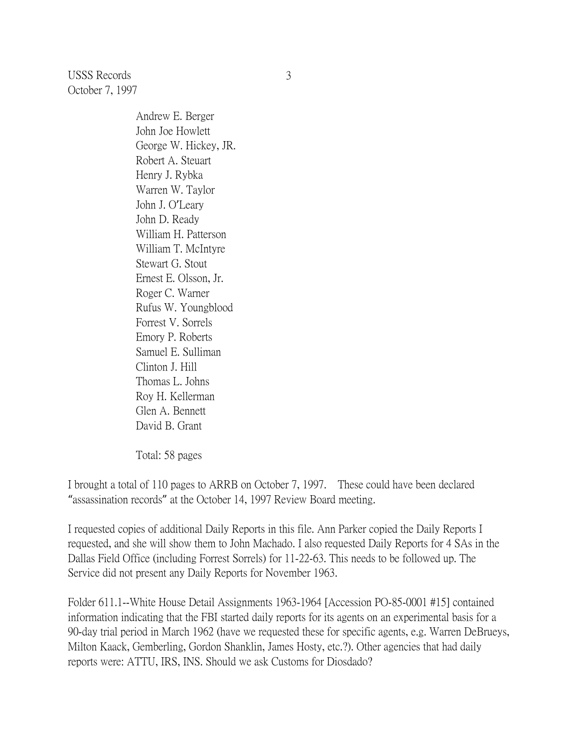Andrew E. Berger
John Joe Howlett
George W. Hickey, JR.
Robert A. Steuart
Henry J. Rybka
Warren W. Taylor
John J. O'Leary
John D. Ready
William H. Patterson
William T. McIntyre
Stewart G. Stout
Ernest E. Olsson, Jr.
Roger C. Warner
Rufus W. Youngblood
Forrest V. Sorrels
Emory P. Roberts
Samuel E. Sulliman
Clinton J. Hill
Thomas L. Johns
Roy H. Kellerman
Glen A. Bennett
David B. Grant

Total: 58 pages

I brought a total of 110 pages to ARRB on October 7, 1997. These could have been declared "assassination records" at the October 14, 1997 Review Board meeting.

I requested copies of additional Daily Reports in this file. Ann Parker copied the Daily Reports I requested, and she will show them to John Machado. I also requested Daily Reports for 4 SAs in the Dallas Field Office (including Forrest Sorrels) for 11-22-63. This needs to be followed up. The Service did not present any Daily Reports for November 1963.

Folder 611.1--White House Detail Assignments 1963-1964 [Accession PO-85-0001 #15] contained information indicating that the FBI started daily reports for its agents on an experimental basis for a 90-day trial period in March 1962 (have we requested these for specific agents, e.g. Warren DeBrueys, Milton Kaack, Gemberling, Gordon Shanklin, James Hosty, etc.?). Other agencies that had daily reports were: ATTU, IRS, INS. Should we ask Customs for Diosdado?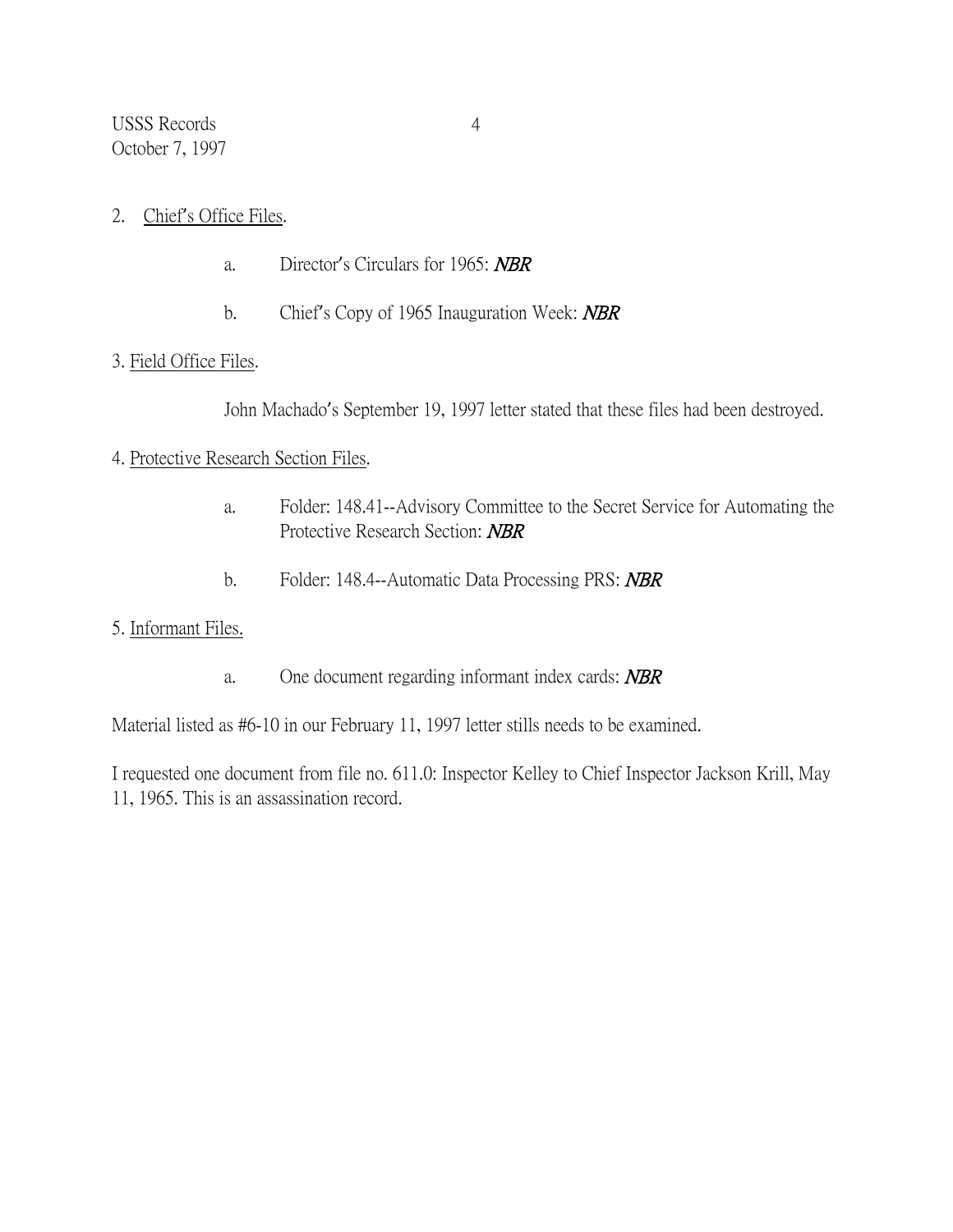2. Chief's Office Files.

   a. Director's Circulars for 1965: ***NBR***

   b. Chief's Copy of 1965 Inauguration Week: ***NBR***

3. Field Office Files.

   John Machado's September 19, 1997 letter stated that these files had been destroyed.

4. Protective Research Section Files.

   a. Folder: 148.41--Advisory Committee to the Secret Service for Automating the Protective Research Section: ***NBR***

   b. Folder: 148.4--Automatic Data Processing PRS: ***NBR***

5. Informant Files.

   a. One document regarding informant index cards: ***NBR***

Material listed as #6-10 in our February 11, 1997 letter stills needs to be examined.

I requested one document from file no. 611.0: Inspector Kelley to Chief Inspector Jackson Krill, May 11, 1965. This is an assassination record.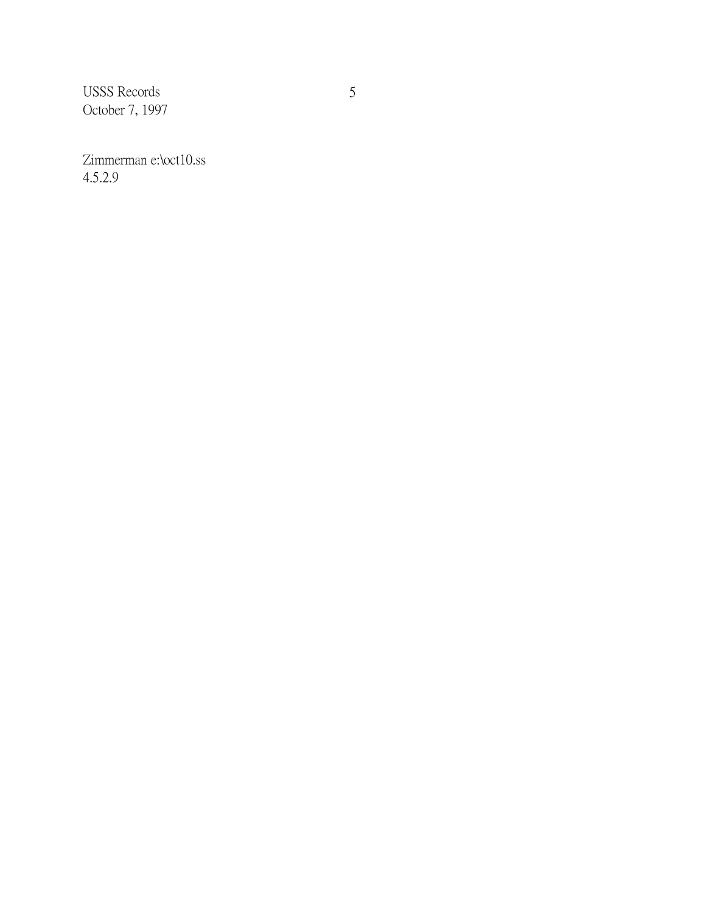Zimmerman e:\oct10.ss
4.5.2.9